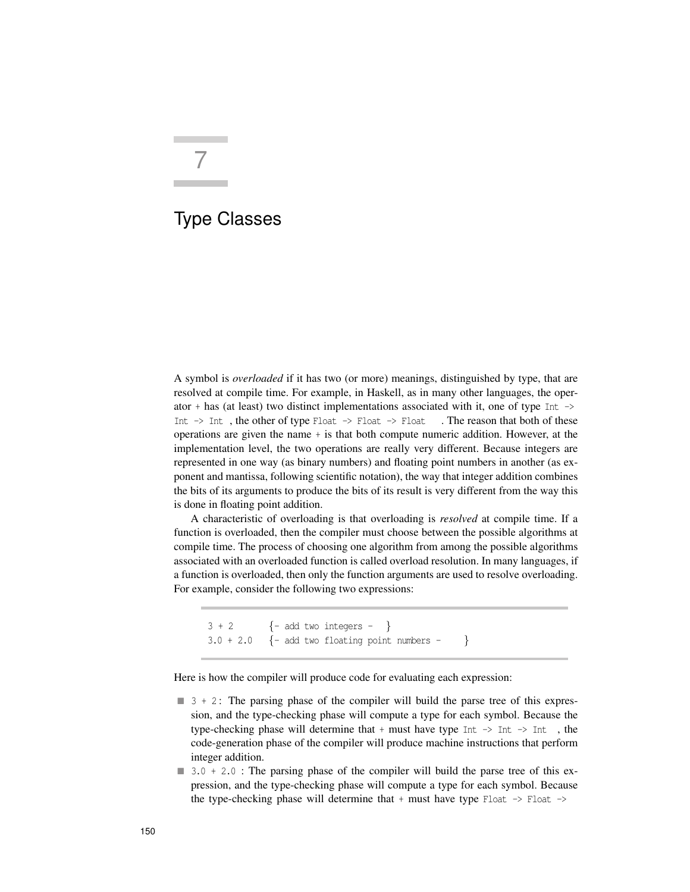# 7

# Type Classes

A symbol is *overloaded* if it has two (or more) meanings, distinguished by type, that are resolved at compile time. For example, in Haskell, as in many other languages, the operator `+` has (at least) two distinct implementations associated with it, one of type `Int -> Int -> Int`, the other of type `Float -> Float -> Float`. The reason that both of these operations are given the name `+` is that both compute numeric addition. However, at the implementation level, the two operations are really very different. Because integers are represented in one way (as binary numbers) and floating point numbers in another (as exponent and mantissa, following scientific notation), the way that integer addition combines the bits of its arguments to produce the bits of its result is very different from the way this is done in floating point addition.

A characteristic of overloading is that overloading is *resolved* at compile time. If a function is overloaded, then the compiler must choose between the possible algorithms at compile time. The process of choosing one algorithm from among the possible algorithms associated with an overloaded function is called overload resolution. In many languages, if a function is overloaded, then only the function arguments are used to resolve overloading. For example, consider the following two expressions:

```
3 + 2        {- add two integers -}
3.0 + 2.0    {- add two floating point numbers -}
```

Here is how the compiler will produce code for evaluating each expression:

- `3 + 2`: The parsing phase of the compiler will build the parse tree of this expression, and the type-checking phase will compute a type for each symbol. Because the type-checking phase will determine that `+` must have type `Int -> Int -> Int`, the code-generation phase of the compiler will produce machine instructions that perform integer addition.
- `3.0 + 2.0`: The parsing phase of the compiler will build the parse tree of this expression, and the type-checking phase will compute a type for each symbol. Because the type-checking phase will determine that `+` must have type `Float -> Float ->`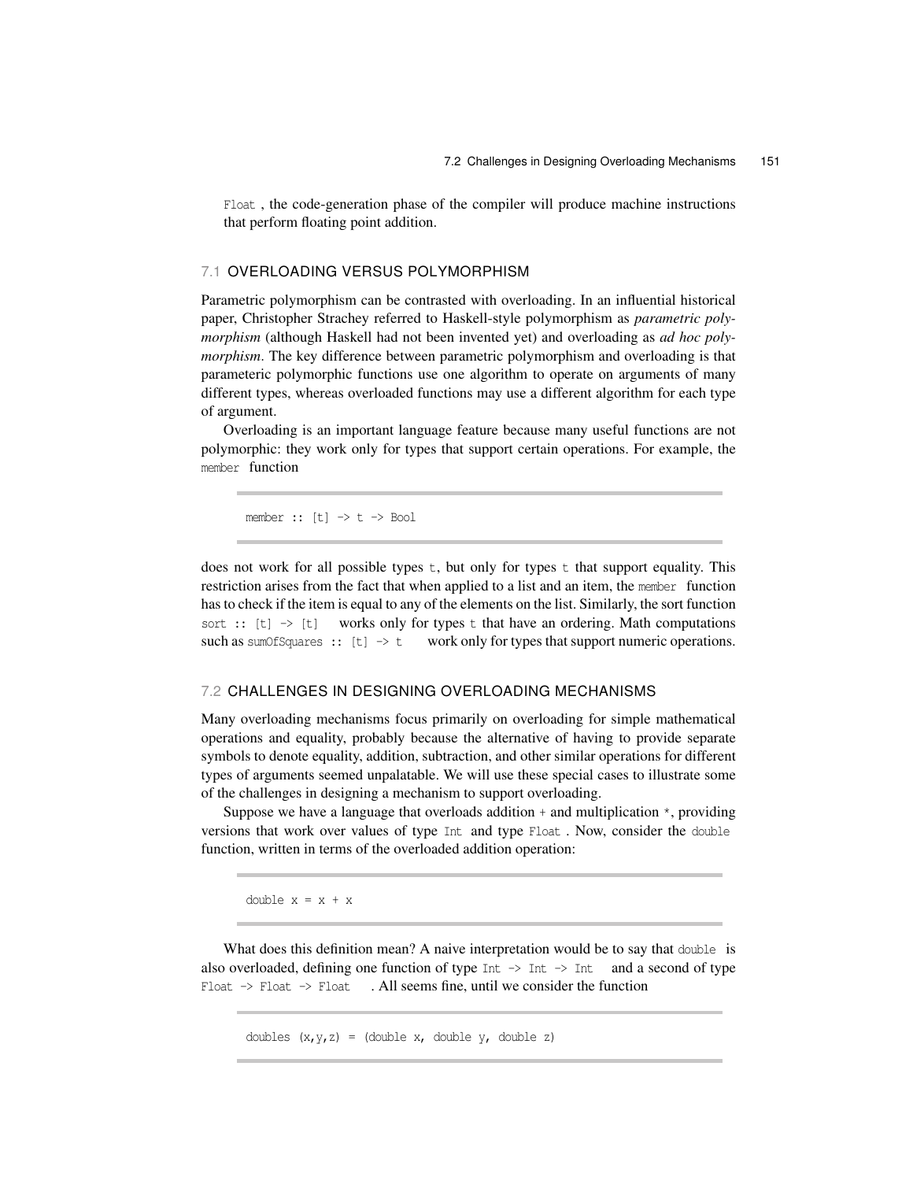`Float` , the code-generation phase of the compiler will produce machine instructions that perform floating point addition.

## 7.1 OVERLOADING VERSUS POLYMORPHISM

Parametric polymorphism can be contrasted with overloading. In an influential historical paper, Christopher Strachey referred to Haskell-style polymorphism as *parametric polymorphism* (although Haskell had not been invented yet) and overloading as *ad hoc polymorphism*. The key difference between parametric polymorphism and overloading is that parameteric polymorphic functions use one algorithm to operate on arguments of many different types, whereas overloaded functions may use a different algorithm for each type of argument.

Overloading is an important language feature because many useful functions are not polymorphic: they work only for types that support certain operations. For example, the `member` function

```
member :: [t] -> t -> Bool
```

does not work for all possible types `t`, but only for types `t` that support equality. This restriction arises from the fact that when applied to a list and an item, the `member` function has to check if the item is equal to any of the elements on the list. Similarly, the sort function `sort :: [t] -> [t]` works only for types `t` that have an ordering. Math computations such as `sumOfSquares :: [t] -> t` work only for types that support numeric operations.

## 7.2 CHALLENGES IN DESIGNING OVERLOADING MECHANISMS

Many overloading mechanisms focus primarily on overloading for simple mathematical operations and equality, probably because the alternative of having to provide separate symbols to denote equality, addition, subtraction, and other similar operations for different types of arguments seemed unpalatable. We will use these special cases to illustrate some of the challenges in designing a mechanism to support overloading.

Suppose we have a language that overloads addition `+` and multiplication `*`, providing versions that work over values of type `Int` and type `Float` . Now, consider the `double` function, written in terms of the overloaded addition operation:

```
double x = x + x
```

What does this definition mean? A naive interpretation would be to say that `double` is also overloaded, defining one function of type `Int -> Int -> Int` and a second of type `Float -> Float -> Float` . All seems fine, until we consider the function

```
doubles (x,y,z) = (double x, double y, double z)
```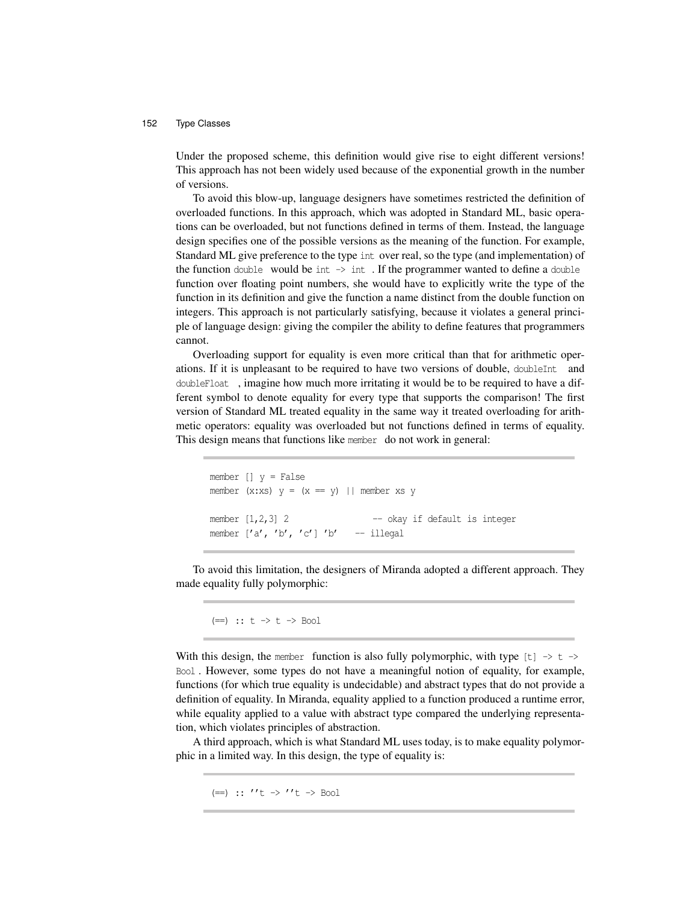Under the proposed scheme, this definition would give rise to eight different versions! This approach has not been widely used because of the exponential growth in the number of versions.

To avoid this blow-up, language designers have sometimes restricted the definition of overloaded functions. In this approach, which was adopted in Standard ML, basic operations can be overloaded, but not functions defined in terms of them. Instead, the language design specifies one of the possible versions as the meaning of the function. For example, Standard ML give preference to the type `int` over real, so the type (and implementation) of the function `double` would be `int -> int`. If the programmer wanted to define a `double` function over floating point numbers, she would have to explicitly write the type of the function in its definition and give the function a name distinct from the double function on integers. This approach is not particularly satisfying, because it violates a general principle of language design: giving the compiler the ability to define features that programmers cannot.

Overloading support for equality is even more critical than that for arithmetic operations. If it is unpleasant to be required to have two versions of double, `doubleInt` and `doubleFloat`, imagine how much more irritating it would be to be required to have a different symbol to denote equality for every type that supports the comparison! The first version of Standard ML treated equality in the same way it treated overloading for arithmetic operators: equality was overloaded but not functions defined in terms of equality. This design means that functions like `member` do not work in general:

```
member [] y = False
member (x:xs) y = (x == y) || member xs y

member [1,2,3] 2                -- okay if default is integer
member ['a', 'b', 'c'] 'b'    -- illegal
```

To avoid this limitation, the designers of Miranda adopted a different approach. They made equality fully polymorphic:

```
(==) :: t -> t -> Bool
```

With this design, the `member` function is also fully polymorphic, with type `[t] -> t -> Bool`. However, some types do not have a meaningful notion of equality, for example, functions (for which true equality is undecidable) and abstract types that do not provide a definition of equality. In Miranda, equality applied to a function produced a runtime error, while equality applied to a value with abstract type compared the underlying representation, which violates principles of abstraction.

A third approach, which is what Standard ML uses today, is to make equality polymorphic in a limited way. In this design, the type of equality is:

```
(==) :: ''t -> ''t -> Bool
```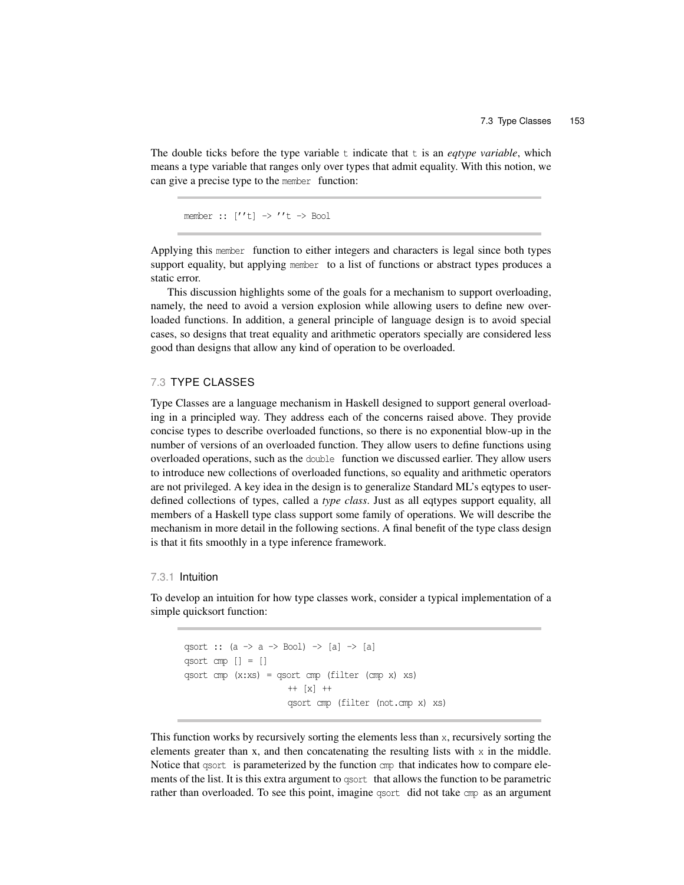The double ticks before the type variable `t` indicate that `t` is an *eqtype variable*, which means a type variable that ranges only over types that admit equality. With this notion, we can give a precise type to the `member` function:

```
member :: [''t] -> ''t -> Bool
```

Applying this `member` function to either integers and characters is legal since both types support equality, but applying `member` to a list of functions or abstract types produces a static error.

This discussion highlights some of the goals for a mechanism to support overloading, namely, the need to avoid a version explosion while allowing users to define new overloaded functions. In addition, a general principle of language design is to avoid special cases, so designs that treat equality and arithmetic operators specially are considered less good than designs that allow any kind of operation to be overloaded.

## 7.3 TYPE CLASSES

Type Classes are a language mechanism in Haskell designed to support general overloading in a principled way. They address each of the concerns raised above. They provide concise types to describe overloaded functions, so there is no exponential blow-up in the number of versions of an overloaded function. They allow users to define functions using overloaded operations, such as the `double` function we discussed earlier. They allow users to introduce new collections of overloaded functions, so equality and arithmetic operators are not privileged. A key idea in the design is to generalize Standard ML's eqtypes to user-defined collections of types, called a *type class*. Just as all eqtypes support equality, all members of a Haskell type class support some family of operations. We will describe the mechanism in more detail in the following sections. A final benefit of the type class design is that it fits smoothly in a type inference framework.

### 7.3.1 Intuition

To develop an intuition for how type classes work, consider a typical implementation of a simple quicksort function:

```
qsort :: (a -> a -> Bool) -> [a] -> [a]
qsort cmp [] = []
qsort cmp (x:xs) = qsort cmp (filter (cmp x) xs)
                   ++ [x] ++
                   qsort cmp (filter (not.cmp x) xs)
```

This function works by recursively sorting the elements less than `x`, recursively sorting the elements greater than x, and then concatenating the resulting lists with `x` in the middle. Notice that `qsort` is parameterized by the function `cmp` that indicates how to compare elements of the list. It is this extra argument to `qsort` that allows the function to be parametric rather than overloaded. To see this point, imagine `qsort` did not take `cmp` as an argument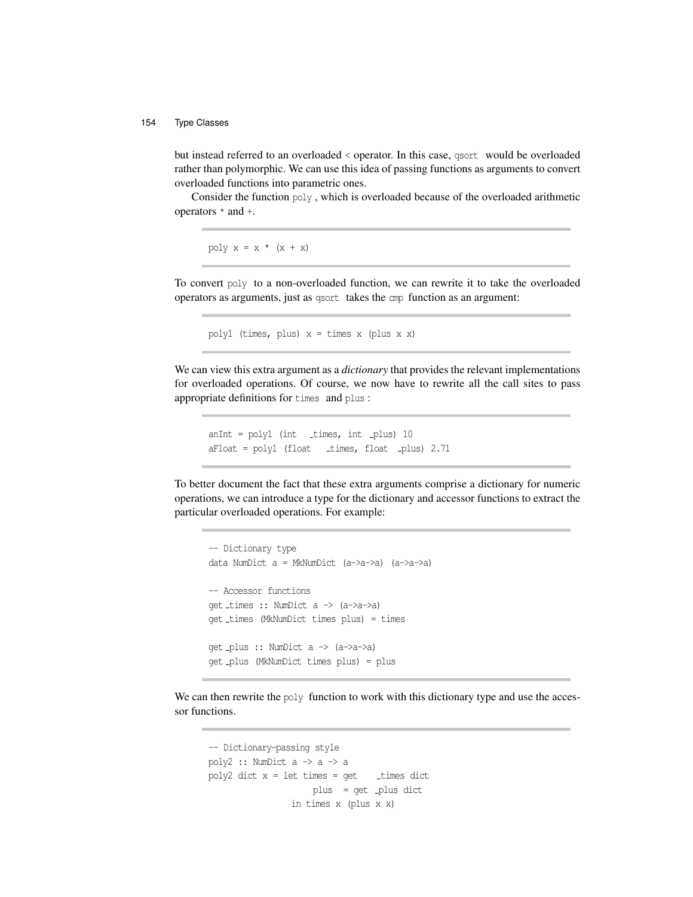but instead referred to an overloaded < operator. In this case, qsort would be overloaded rather than polymorphic. We can use this idea of passing functions as arguments to convert overloaded functions into parametric ones.

Consider the function poly, which is overloaded because of the overloaded arithmetic operators * and +.

```
poly x = x * (x + x)
```

To convert poly to a non-overloaded function, we can rewrite it to take the overloaded operators as arguments, just as qsort takes the cmp function as an argument:

```
poly1 (times, plus) x = times x (plus x x)
```

We can view this extra argument as a *dictionary* that provides the relevant implementations for overloaded operations. Of course, we now have to rewrite all the call sites to pass appropriate definitions for times and plus:

```
anInt = poly1 (int_times, int_plus) 10
aFloat = poly1 (float_times, float_plus) 2.71
```

To better document the fact that these extra arguments comprise a dictionary for numeric operations, we can introduce a type for the dictionary and accessor functions to extract the particular overloaded operations. For example:

```
-- Dictionary type
data NumDict a = MkNumDict (a->a->a) (a->a->a)

-- Accessor functions
get_times :: NumDict a -> (a->a->a)
get_times (MkNumDict times plus) = times

get_plus :: NumDict a -> (a->a->a)
get_plus (MkNumDict times plus) = plus
```

We can then rewrite the poly function to work with this dictionary type and use the accessor functions.

```
-- Dictionary-passing style
poly2 :: NumDict a -> a -> a
poly2 dict x = let times = get_times dict
                   plus  = get_plus dict
               in times x (plus x x)
```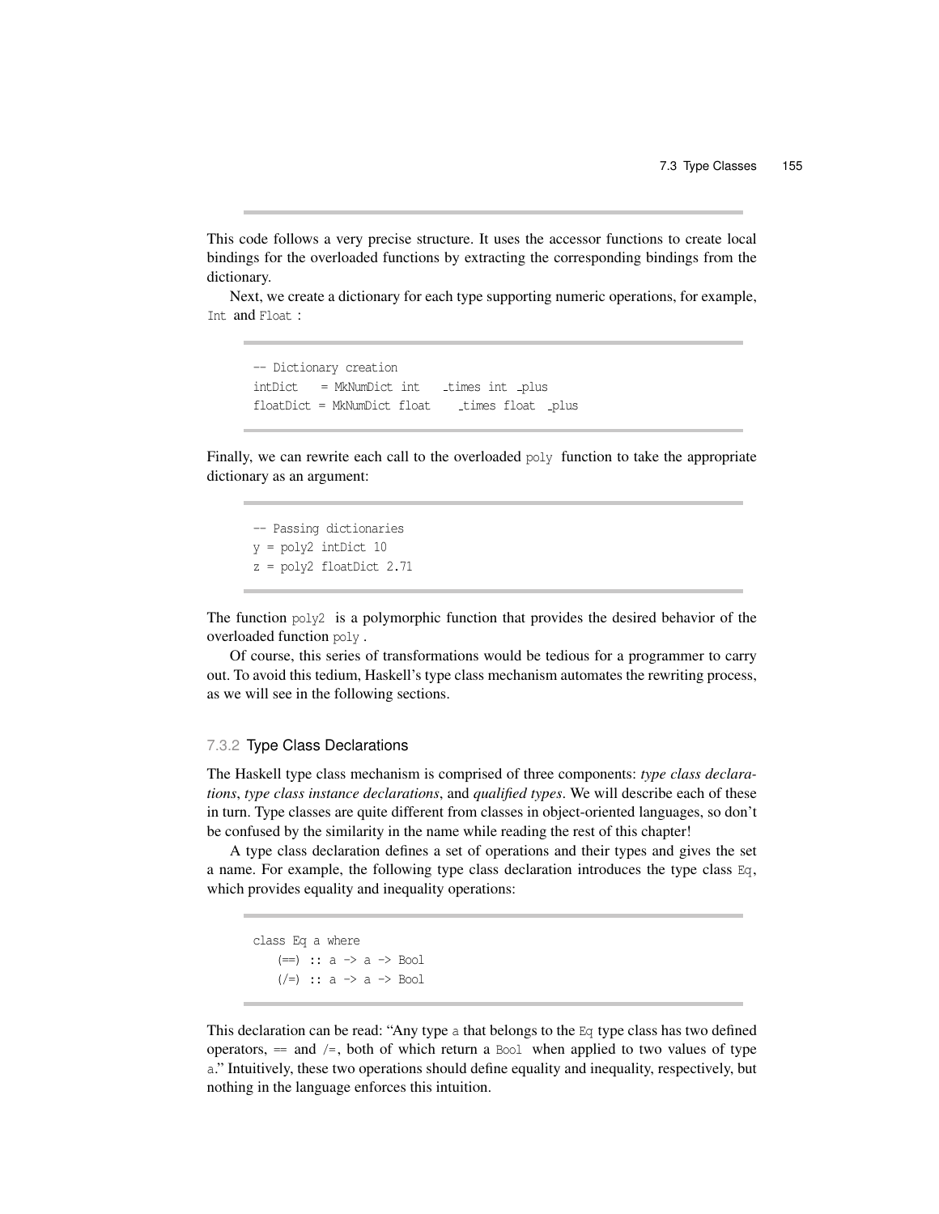This code follows a very precise structure. It uses the accessor functions to create local bindings for the overloaded functions by extracting the corresponding bindings from the dictionary.

Next, we create a dictionary for each type supporting numeric operations, for example, `Int` and `Float` :

```
-- Dictionary creation
intDict   = MkNumDict int   _times int _plus
floatDict = MkNumDict float    _times float _plus
```

Finally, we can rewrite each call to the overloaded `poly` function to take the appropriate dictionary as an argument:

```
-- Passing dictionaries
y = poly2 intDict 10
z = poly2 floatDict 2.71
```

The function `poly2` is a polymorphic function that provides the desired behavior of the overloaded function `poly` .

Of course, this series of transformations would be tedious for a programmer to carry out. To avoid this tedium, Haskell's type class mechanism automates the rewriting process, as we will see in the following sections.

### 7.3.2 Type Class Declarations

The Haskell type class mechanism is comprised of three components: *type class declarations*, *type class instance declarations*, and *qualified types*. We will describe each of these in turn. Type classes are quite different from classes in object-oriented languages, so don't be confused by the similarity in the name while reading the rest of this chapter!

A type class declaration defines a set of operations and their types and gives the set a name. For example, the following type class declaration introduces the type class `Eq`, which provides equality and inequality operations:

```
class Eq a where
   (==) :: a -> a -> Bool
   (/=) :: a -> a -> Bool
```

This declaration can be read: "Any type `a` that belongs to the `Eq` type class has two defined operators, `==` and `/=`, both of which return a `Bool` when applied to two values of type `a`." Intuitively, these two operations should define equality and inequality, respectively, but nothing in the language enforces this intuition.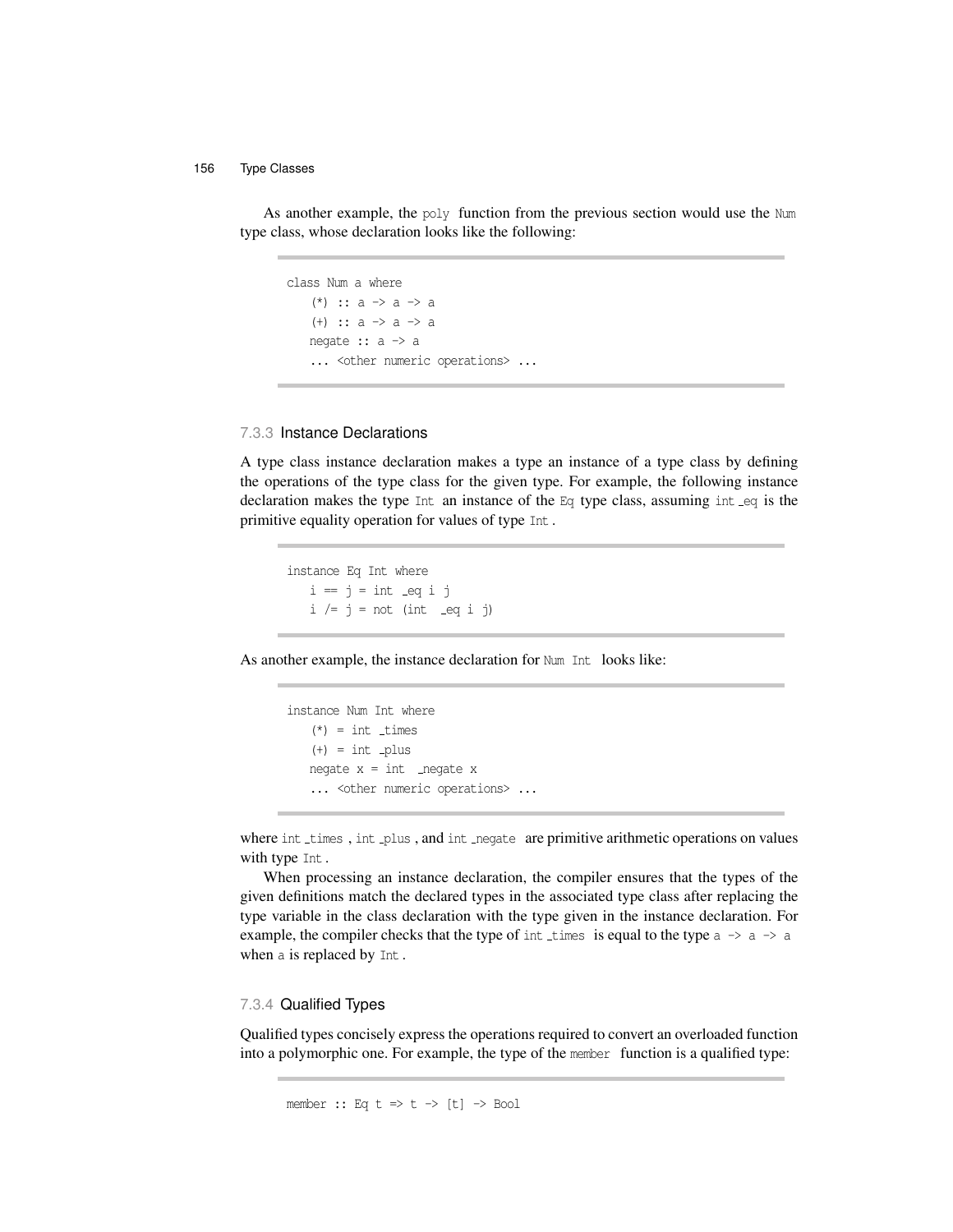As another example, the `poly` function from the previous section would use the `Num` type class, whose declaration looks like the following:

```
class Num a where
   (*) :: a -> a -> a
   (+) :: a -> a -> a
   negate :: a -> a
   ... <other numeric operations> ...
```

### 7.3.3 Instance Declarations

A type class instance declaration makes a type an instance of a type class by defining the operations of the type class for the given type. For example, the following instance declaration makes the type `Int` an instance of the `Eq` type class, assuming `int_eq` is the primitive equality operation for values of type `Int`.

```
instance Eq Int where
   i == j = int_eq i j
   i /= j = not (int_eq i j)
```

As another example, the instance declaration for `Num Int` looks like:

```
instance Num Int where
   (*) = int_times
   (+) = int_plus
   negate x = int_negate x
   ... <other numeric operations> ...
```

where `int_times`, `int_plus`, and `int_negate` are primitive arithmetic operations on values with type `Int`.

When processing an instance declaration, the compiler ensures that the types of the given definitions match the declared types in the associated type class after replacing the type variable in the class declaration with the type given in the instance declaration. For example, the compiler checks that the type of `int_times` is equal to the type `a -> a -> a` when `a` is replaced by `Int`.

### 7.3.4 Qualified Types

Qualified types concisely express the operations required to convert an overloaded function into a polymorphic one. For example, the type of the `member` function is a qualified type:

```
member :: Eq t => t -> [t] -> Bool
```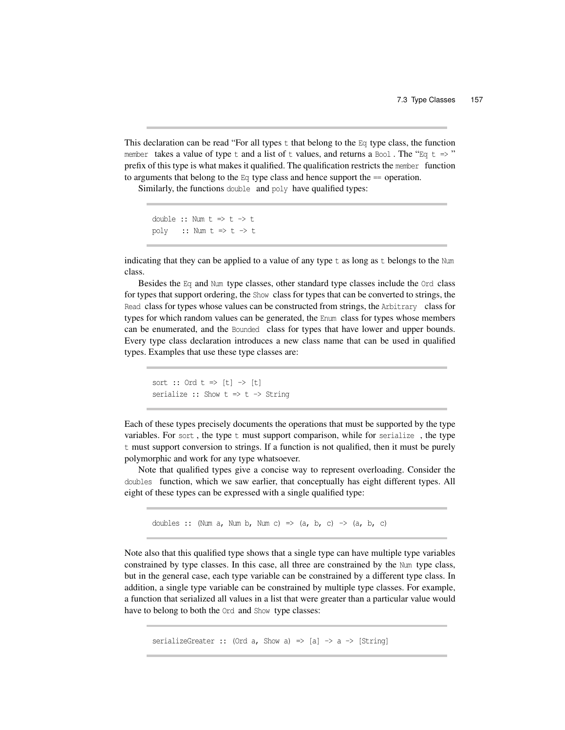This declaration can be read "For all types `t` that belong to the `Eq` type class, the function `member` takes a value of type `t` and a list of `t` values, and returns a `Bool`. The "`Eq t =>`" prefix of this type is what makes it qualified. The qualification restricts the `member` function to arguments that belong to the `Eq` type class and hence support the `==` operation.

Similarly, the functions `double` and `poly` have qualified types:

```
double :: Num t => t -> t
poly   :: Num t => t -> t
```

indicating that they can be applied to a value of any type `t` as long as `t` belongs to the `Num` class.

Besides the `Eq` and `Num` type classes, other standard type classes include the `Ord` class for types that support ordering, the `Show` class for types that can be converted to strings, the `Read` class for types whose values can be constructed from strings, the `Arbitrary` class for types for which random values can be generated, the `Enum` class for types whose members can be enumerated, and the `Bounded` class for types that have lower and upper bounds. Every type class declaration introduces a new class name that can be used in qualified types. Examples that use these type classes are:

```
sort :: Ord t => [t] -> [t]
serialize :: Show t => t -> String
```

Each of these types precisely documents the operations that must be supported by the type variables. For `sort`, the type `t` must support comparison, while for `serialize`, the type `t` must support conversion to strings. If a function is not qualified, then it must be purely polymorphic and work for any type whatsoever.

Note that qualified types give a concise way to represent overloading. Consider the `doubles` function, which we saw earlier, that conceptually has eight different types. All eight of these types can be expressed with a single qualified type:

```
doubles :: (Num a, Num b, Num c) => (a, b, c) -> (a, b, c)
```

Note also that this qualified type shows that a single type can have multiple type variables constrained by type classes. In this case, all three are constrained by the `Num` type class, but in the general case, each type variable can be constrained by a different type class. In addition, a single type variable can be constrained by multiple type classes. For example, a function that serialized all values in a list that were greater than a particular value would have to belong to both the `Ord` and `Show` type classes:

```
serializeGreater :: (Ord a, Show a) => [a] -> a -> [String]
```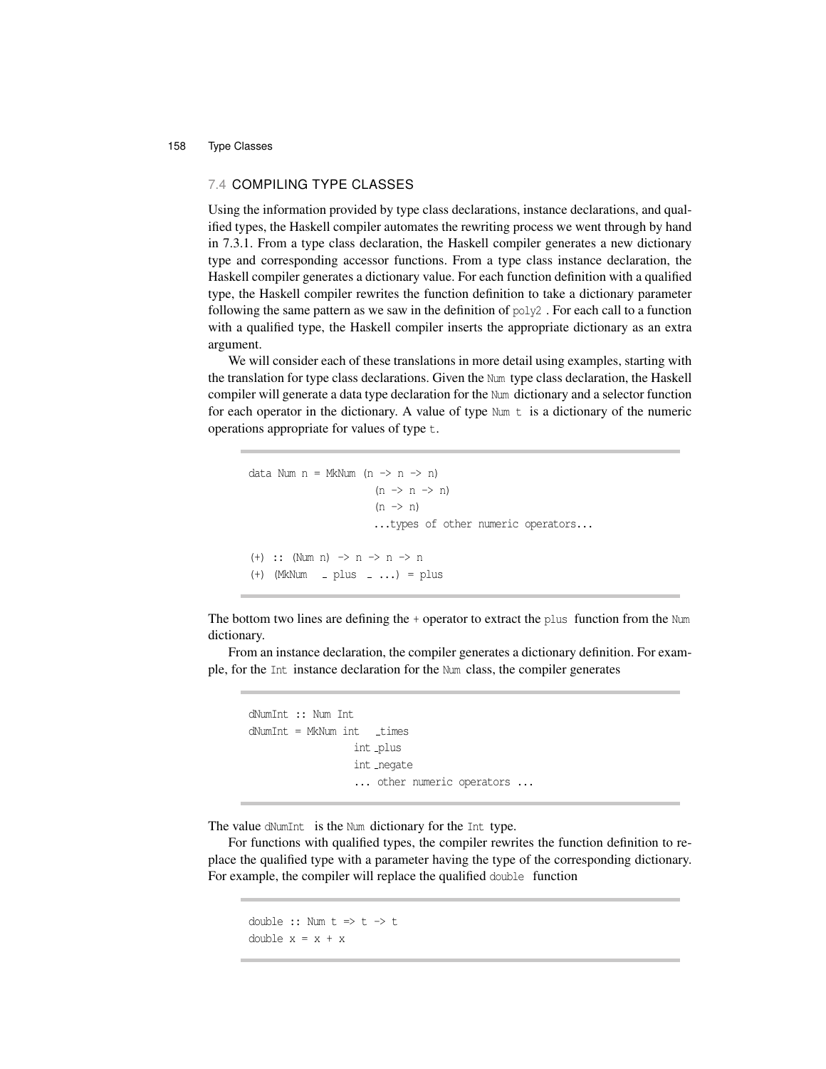## 7.4 COMPILING TYPE CLASSES

Using the information provided by type class declarations, instance declarations, and qualified types, the Haskell compiler automates the rewriting process we went through by hand in 7.3.1. From a type class declaration, the Haskell compiler generates a new dictionary type and corresponding accessor functions. From a type class instance declaration, the Haskell compiler generates a dictionary value. For each function definition with a qualified type, the Haskell compiler rewrites the function definition to take a dictionary parameter following the same pattern as we saw in the definition of `poly2`. For each call to a function with a qualified type, the Haskell compiler inserts the appropriate dictionary as an extra argument.

We will consider each of these translations in more detail using examples, starting with the translation for type class declarations. Given the `Num` type class declaration, the Haskell compiler will generate a data type declaration for the `Num` dictionary and a selector function for each operator in the dictionary. A value of type `Num t` is a dictionary of the numeric operations appropriate for values of type `t`.

```
data Num n = MkNum (n -> n -> n)
                   (n -> n -> n)
                   (n -> n)
                   ...types of other numeric operators...

(+) :: (Num n) -> n -> n -> n
(+) (MkNum  _ plus  _ ...) = plus
```

The bottom two lines are defining the `+` operator to extract the `plus` function from the `Num` dictionary.

From an instance declaration, the compiler generates a dictionary definition. For example, for the `Int` instance declaration for the `Num` class, the compiler generates

```
dNumInt :: Num Int
dNumInt = MkNum int  _times
                int _plus
                int _negate
                ... other numeric operators ...
```

The value `dNumInt` is the `Num` dictionary for the `Int` type.

For functions with qualified types, the compiler rewrites the function definition to replace the qualified type with a parameter having the type of the corresponding dictionary. For example, the compiler will replace the qualified `double` function

```
double :: Num t => t -> t
double x = x + x
```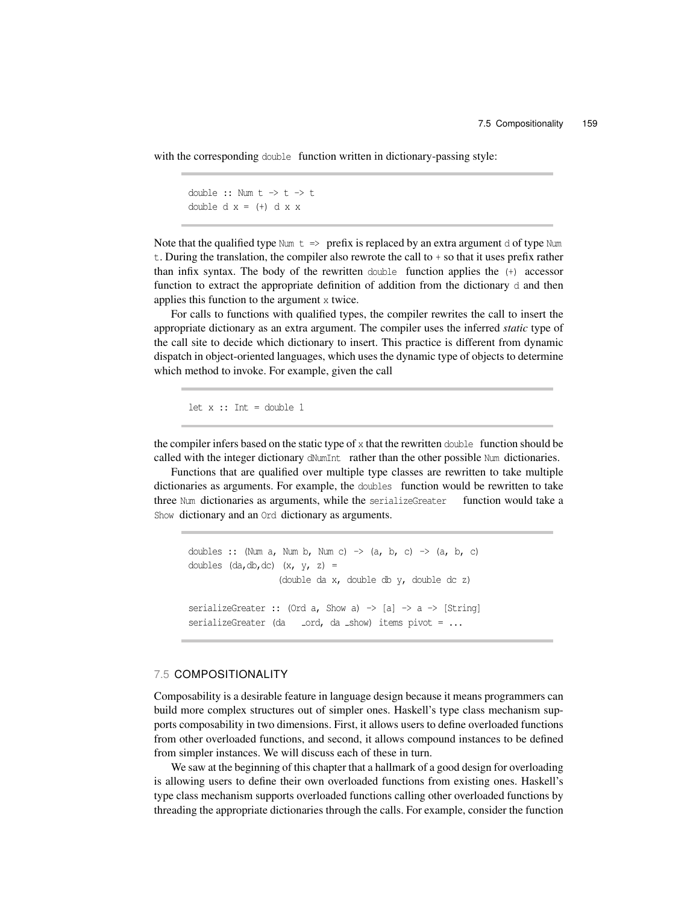with the corresponding `double` function written in dictionary-passing style:

```
double :: Num t -> t -> t
double d x = (+) d x x
```

Note that the qualified type `Num t =>` prefix is replaced by an extra argument `d` of type `Num t`. During the translation, the compiler also rewrote the call to `+` so that it uses prefix rather than infix syntax. The body of the rewritten `double` function applies the `(+)` accessor function to extract the appropriate definition of addition from the dictionary `d` and then applies this function to the argument `x` twice.

For calls to functions with qualified types, the compiler rewrites the call to insert the appropriate dictionary as an extra argument. The compiler uses the inferred *static* type of the call site to decide which dictionary to insert. This practice is different from dynamic dispatch in object-oriented languages, which uses the dynamic type of objects to determine which method to invoke. For example, given the call

```
let x :: Int = double 1
```

the compiler infers based on the static type of `x` that the rewritten `double` function should be called with the integer dictionary `dNumInt` rather than the other possible `Num` dictionaries.

Functions that are qualified over multiple type classes are rewritten to take multiple dictionaries as arguments. For example, the `doubles` function would be rewritten to take three `Num` dictionaries as arguments, while the `serializeGreater` function would take a `Show` dictionary and an `Ord` dictionary as arguments.

```
doubles :: (Num a, Num b, Num c) -> (a, b, c) -> (a, b, c)
doubles (da,db,dc) (x, y, z) =
                 (double da x, double db y, double dc z)

serializeGreater :: (Ord a, Show a) -> [a] -> a -> [String]
serializeGreater (da_ord, da_show) items pivot = ...
```

## 7.5 COMPOSITIONALITY

Composability is a desirable feature in language design because it means programmers can build more complex structures out of simpler ones. Haskell's type class mechanism supports composability in two dimensions. First, it allows users to define overloaded functions from other overloaded functions, and second, it allows compound instances to be defined from simpler instances. We will discuss each of these in turn.

We saw at the beginning of this chapter that a hallmark of a good design for overloading is allowing users to define their own overloaded functions from existing ones. Haskell's type class mechanism supports overloaded functions calling other overloaded functions by threading the appropriate dictionaries through the calls. For example, consider the function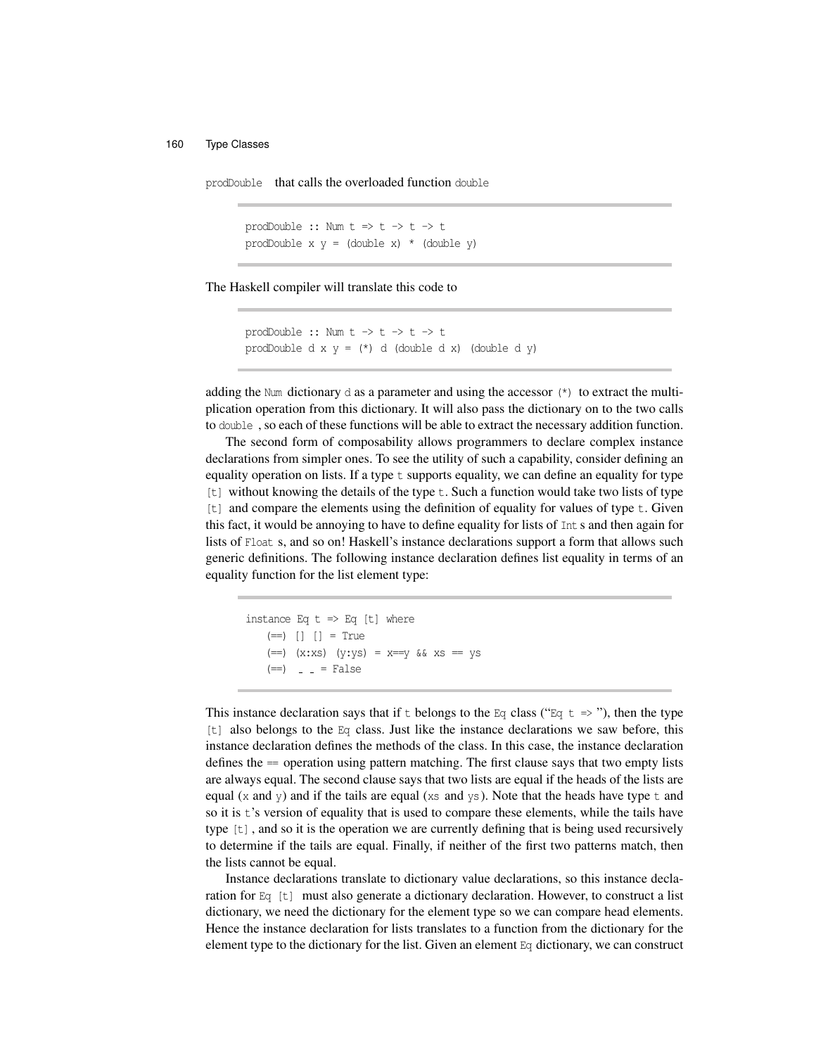`prodDouble` that calls the overloaded function `double`

```
prodDouble :: Num t => t -> t -> t
prodDouble x y = (double x) * (double y)
```

The Haskell compiler will translate this code to

```
prodDouble :: Num t -> t -> t -> t
prodDouble d x y = (*) d (double d x) (double d y)
```

adding the `Num` dictionary `d` as a parameter and using the accessor `(*)` to extract the multiplication operation from this dictionary. It will also pass the dictionary on to the two calls to `double`, so each of these functions will be able to extract the necessary addition function.

The second form of composability allows programmers to declare complex instance declarations from simpler ones. To see the utility of such a capability, consider defining an equality operation on lists. If a type `t` supports equality, we can define an equality for type `[t]` without knowing the details of the type `t`. Such a function would take two lists of type `[t]` and compare the elements using the definition of equality for values of type `t`. Given this fact, it would be annoying to have to define equality for lists of `Int` s and then again for lists of `Float` s, and so on! Haskell's instance declarations support a form that allows such generic definitions. The following instance declaration defines list equality in terms of an equality function for the list element type:

```
instance Eq t => Eq [t] where
   (==) [] [] = True
   (==) (x:xs) (y:ys) = x==y && xs == ys
   (==) _ _ = False
```

This instance declaration says that if `t` belongs to the `Eq` class ("`Eq t =>`"), then the type `[t]` also belongs to the `Eq` class. Just like the instance declarations we saw before, this instance declaration defines the methods of the class. In this case, the instance declaration defines the `==` operation using pattern matching. The first clause says that two empty lists are always equal. The second clause says that two lists are equal if the heads of the lists are equal (`x` and `y`) and if the tails are equal (`xs` and `ys`). Note that the heads have type `t` and so it is `t`'s version of equality that is used to compare these elements, while the tails have type `[t]`, and so it is the operation we are currently defining that is being used recursively to determine if the tails are equal. Finally, if neither of the first two patterns match, then the lists cannot be equal.

Instance declarations translate to dictionary value declarations, so this instance declaration for `Eq [t]` must also generate a dictionary declaration. However, to construct a list dictionary, we need the dictionary for the element type so we can compare head elements. Hence the instance declaration for lists translates to a function from the dictionary for the element type to the dictionary for the list. Given an element `Eq` dictionary, we can construct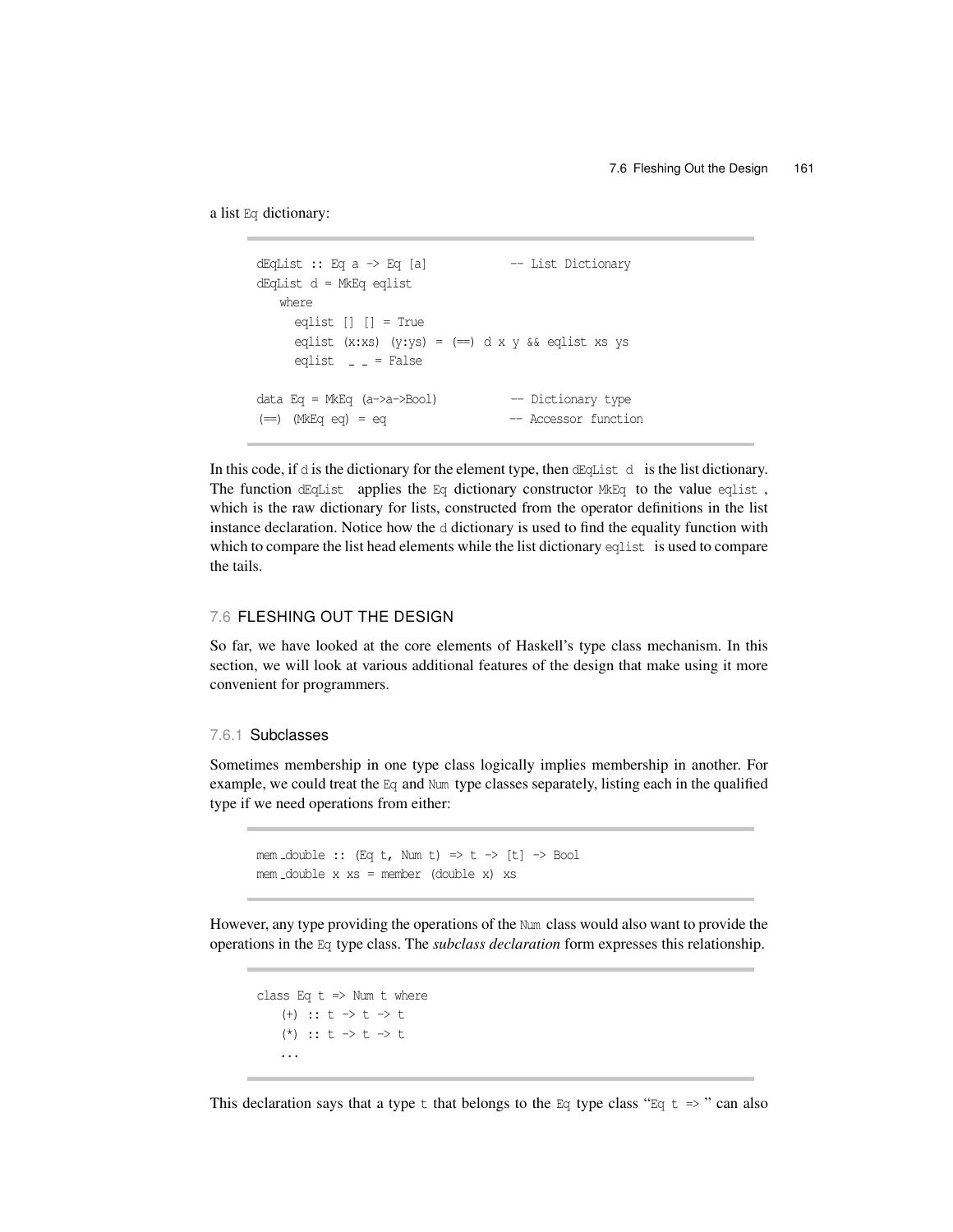a list Eq dictionary:

```
dEqList :: Eq a -> Eq [a]              -- List Dictionary
dEqList d = MkEq eqlist
   where
     eqlist [] [] = True
     eqlist (x:xs) (y:ys) = (==) d x y && eqlist xs ys
     eqlist  _ _ = False

data Eq = MkEq (a->a->Bool)            -- Dictionary type
(==) (MkEq eq) = eq                    -- Accessor function
```

In this code, if d is the dictionary for the element type, then dEqList d is the list dictionary. The function dEqList applies the Eq dictionary constructor MkEq to the value eqlist, which is the raw dictionary for lists, constructed from the operator definitions in the list instance declaration. Notice how the d dictionary is used to find the equality function with which to compare the list head elements while the list dictionary eqlist is used to compare the tails.

## 7.6 FLESHING OUT THE DESIGN

So far, we have looked at the core elements of Haskell's type class mechanism. In this section, we will look at various additional features of the design that make using it more convenient for programmers.

### 7.6.1 Subclasses

Sometimes membership in one type class logically implies membership in another. For example, we could treat the Eq and Num type classes separately, listing each in the qualified type if we need operations from either:

```
mem_double :: (Eq t, Num t) => t -> [t] -> Bool
mem_double x xs = member (double x) xs
```

However, any type providing the operations of the Num class would also want to provide the operations in the Eq type class. The *subclass declaration* form expresses this relationship.

```
class Eq t => Num t where
   (+) :: t -> t -> t
   (*) :: t -> t -> t
   ...
```

This declaration says that a type t that belongs to the Eq type class "Eq t => " can also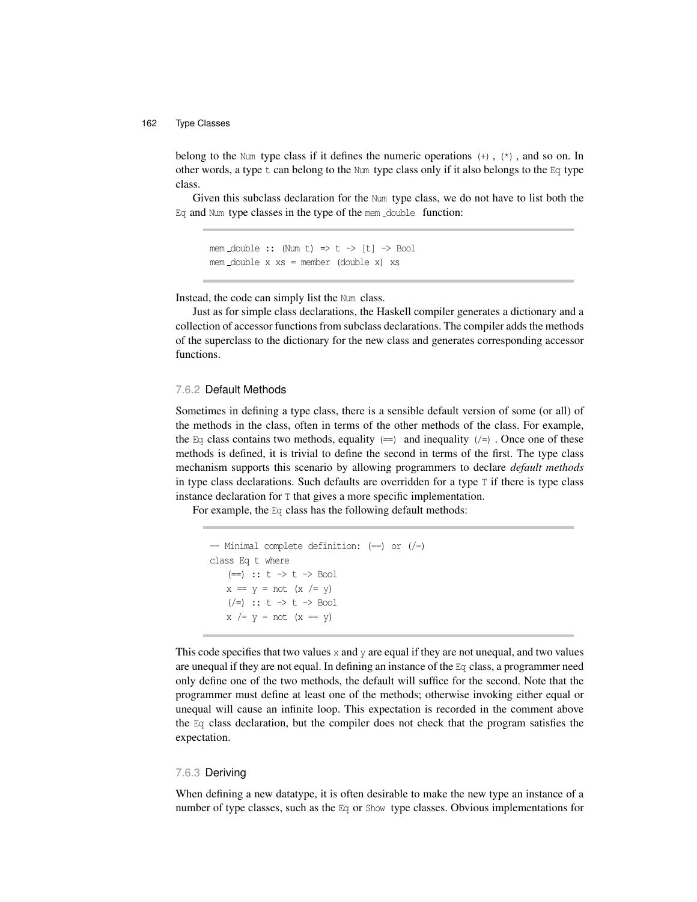belong to the `Num` type class if it defines the numeric operations `(+)`, `(*)`, and so on. In other words, a type `t` can belong to the `Num` type class only if it also belongs to the `Eq` type class.

Given this subclass declaration for the `Num` type class, we do not have to list both the `Eq` and `Num` type classes in the type of the `mem_double` function:

```
mem_double :: (Num t) => t -> [t] -> Bool
mem_double x xs = member (double x) xs
```

Instead, the code can simply list the `Num` class.

Just as for simple class declarations, the Haskell compiler generates a dictionary and a collection of accessor functions from subclass declarations. The compiler adds the methods of the superclass to the dictionary for the new class and generates corresponding accessor functions.

### 7.6.2 Default Methods

Sometimes in defining a type class, there is a sensible default version of some (or all) of the methods in the class, often in terms of the other methods of the class. For example, the `Eq` class contains two methods, equality `(==)` and inequality `(/=)`. Once one of these methods is defined, it is trivial to define the second in terms of the first. The type class mechanism supports this scenario by allowing programmers to declare *default methods* in type class declarations. Such defaults are overridden for a type `T` if there is type class instance declaration for `T` that gives a more specific implementation.

For example, the `Eq` class has the following default methods:

```
-- Minimal complete definition: (==) or (/=)
class Eq t where
   (==) :: t -> t -> Bool
   x == y = not (x /= y)
   (/=) :: t -> t -> Bool
   x /= y = not (x == y)
```

This code specifies that two values `x` and `y` are equal if they are not unequal, and two values are unequal if they are not equal. In defining an instance of the `Eq` class, a programmer need only define one of the two methods, the default will suffice for the second. Note that the programmer must define at least one of the methods; otherwise invoking either equal or unequal will cause an infinite loop. This expectation is recorded in the comment above the `Eq` class declaration, but the compiler does not check that the program satisfies the expectation.

### 7.6.3 Deriving

When defining a new datatype, it is often desirable to make the new type an instance of a number of type classes, such as the `Eq` or `Show` type classes. Obvious implementations for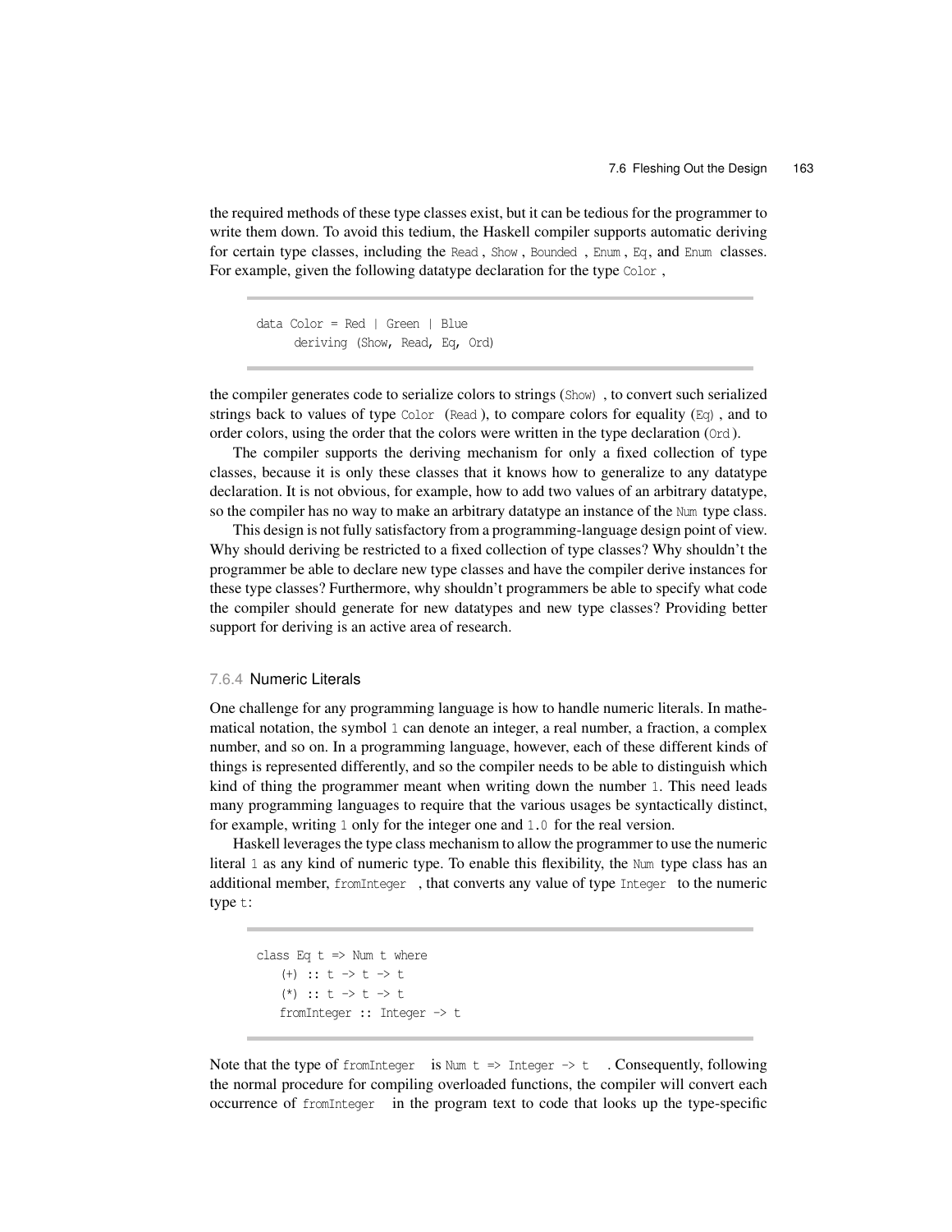the required methods of these type classes exist, but it can be tedious for the programmer to write them down. To avoid this tedium, the Haskell compiler supports automatic deriving for certain type classes, including the `Read`, `Show`, `Bounded`, `Enum`, `Eq`, and `Enum` classes. For example, given the following datatype declaration for the type `Color`,

```
data Color = Red | Green | Blue
     deriving (Show, Read, Eq, Ord)
```

the compiler generates code to serialize colors to strings (`Show`), to convert such serialized strings back to values of type `Color` (`Read`), to compare colors for equality (`Eq`), and to order colors, using the order that the colors were written in the type declaration (`Ord`).

The compiler supports the deriving mechanism for only a fixed collection of type classes, because it is only these classes that it knows how to generalize to any datatype declaration. It is not obvious, for example, how to add two values of an arbitrary datatype, so the compiler has no way to make an arbitrary datatype an instance of the `Num` type class.

This design is not fully satisfactory from a programming-language design point of view. Why should deriving be restricted to a fixed collection of type classes? Why shouldn't the programmer be able to declare new type classes and have the compiler derive instances for these type classes? Furthermore, why shouldn't programmers be able to specify what code the compiler should generate for new datatypes and new type classes? Providing better support for deriving is an active area of research.

### 7.6.4 Numeric Literals

One challenge for any programming language is how to handle numeric literals. In mathematical notation, the symbol `1` can denote an integer, a real number, a fraction, a complex number, and so on. In a programming language, however, each of these different kinds of things is represented differently, and so the compiler needs to be able to distinguish which kind of thing the programmer meant when writing down the number `1`. This need leads many programming languages to require that the various usages be syntactically distinct, for example, writing `1` only for the integer one and `1.0` for the real version.

Haskell leverages the type class mechanism to allow the programmer to use the numeric literal `1` as any kind of numeric type. To enable this flexibility, the `Num` type class has an additional member, `fromInteger`, that converts any value of type `Integer` to the numeric type `t`:

```
class Eq t => Num t where
   (+) :: t -> t -> t
   (*) :: t -> t -> t
   fromInteger :: Integer -> t
```

Note that the type of `fromInteger` is `Num t => Integer -> t`. Consequently, following the normal procedure for compiling overloaded functions, the compiler will convert each occurrence of `fromInteger` in the program text to code that looks up the type-specific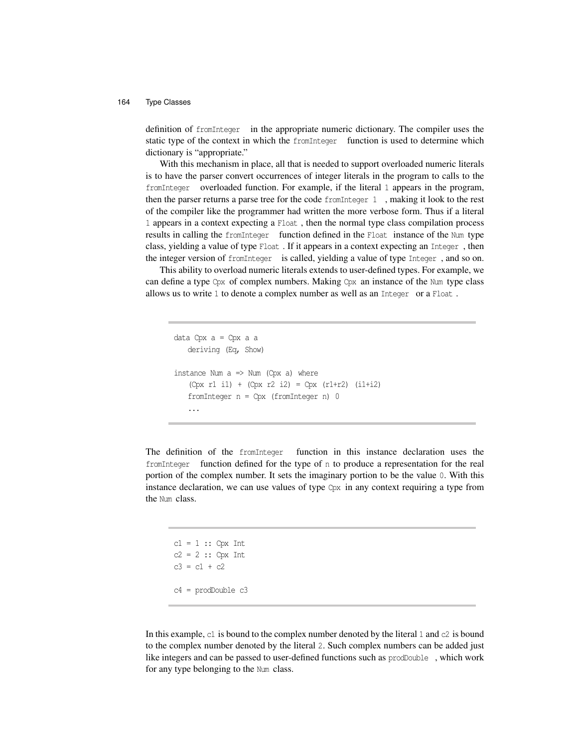definition of `fromInteger` in the appropriate numeric dictionary. The compiler uses the static type of the context in which the `fromInteger` function is used to determine which dictionary is "appropriate."

With this mechanism in place, all that is needed to support overloaded numeric literals is to have the parser convert occurrences of integer literals in the program to calls to the `fromInteger` overloaded function. For example, if the literal `1` appears in the program, then the parser returns a parse tree for the code `fromInteger 1`, making it look to the rest of the compiler like the programmer had written the more verbose form. Thus if a literal `1` appears in a context expecting a `Float`, then the normal type class compilation process results in calling the `fromInteger` function defined in the `Float` instance of the `Num` type class, yielding a value of type `Float`. If it appears in a context expecting an `Integer`, then the integer version of `fromInteger` is called, yielding a value of type `Integer`, and so on.

This ability to overload numeric literals extends to user-defined types. For example, we can define a type `Cpx` of complex numbers. Making `Cpx` an instance of the `Num` type class allows us to write `1` to denote a complex number as well as an `Integer` or a `Float`.

```
data Cpx a = Cpx a a
   deriving (Eq, Show)

instance Num a => Num (Cpx a) where
   (Cpx r1 i1) + (Cpx r2 i2) = Cpx (r1+r2) (i1+i2)
   fromInteger n = Cpx (fromInteger n) 0
   ...
```

The definition of the `fromInteger` function in this instance declaration uses the `fromInteger` function defined for the type of `n` to produce a representation for the real portion of the complex number. It sets the imaginary portion to be the value `0`. With this instance declaration, we can use values of type `Cpx` in any context requiring a type from the `Num` class.

```
c1 = 1 :: Cpx Int
c2 = 2 :: Cpx Int
c3 = c1 + c2

c4 = prodDouble c3
```

In this example, `c1` is bound to the complex number denoted by the literal `1` and `c2` is bound to the complex number denoted by the literal `2`. Such complex numbers can be added just like integers and can be passed to user-defined functions such as `prodDouble`, which work for any type belonging to the `Num` class.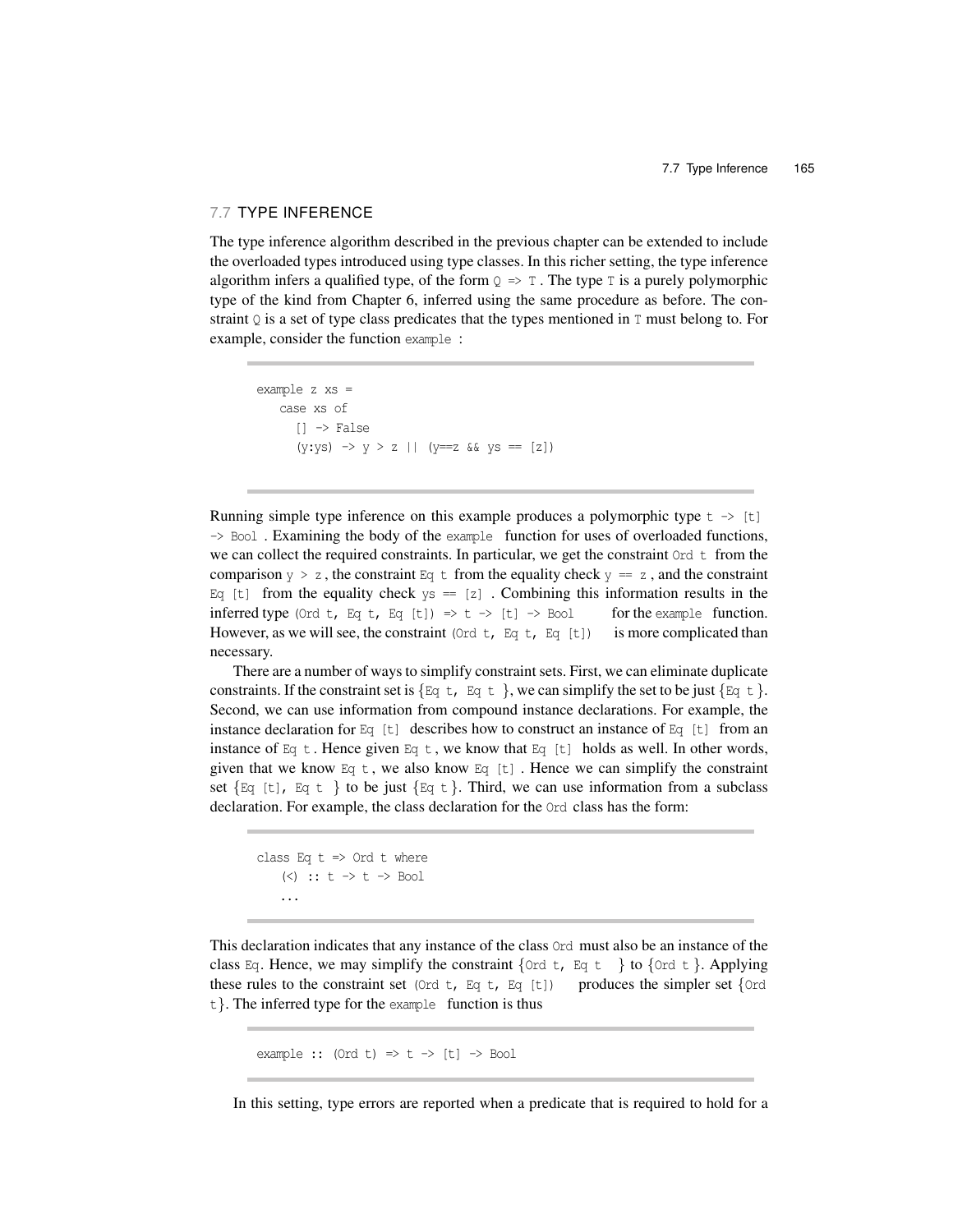## 7.7 TYPE INFERENCE

The type inference algorithm described in the previous chapter can be extended to include the overloaded types introduced using type classes. In this richer setting, the type inference algorithm infers a qualified type, of the form `Q => T`. The type `T` is a purely polymorphic type of the kind from Chapter 6, inferred using the same procedure as before. The constraint `Q` is a set of type class predicates that the types mentioned in `T` must belong to. For example, consider the function `example` :

```
example z xs =
   case xs of
     [] -> False
     (y:ys) -> y > z || (y==z && ys == [z])
```

Running simple type inference on this example produces a polymorphic type `t -> [t] -> Bool`. Examining the body of the `example` function for uses of overloaded functions, we can collect the required constraints. In particular, we get the constraint `Ord t` from the comparison `y > z`, the constraint `Eq t` from the equality check `y == z`, and the constraint `Eq [t]` from the equality check `ys == [z]`. Combining this information results in the inferred type `(Ord t, Eq t, Eq [t]) => t -> [t] -> Bool` for the `example` function. However, as we will see, the constraint `(Ord t, Eq t, Eq [t])` is more complicated than necessary.

There are a number of ways to simplify constraint sets. First, we can eliminate duplicate constraints. If the constraint set is {`Eq t, Eq t`}, we can simplify the set to be just {`Eq t`}. Second, we can use information from compound instance declarations. For example, the instance declaration for `Eq [t]` describes how to construct an instance of `Eq [t]` from an instance of `Eq t`. Hence given `Eq t`, we know that `Eq [t]` holds as well. In other words, given that we know `Eq t`, we also know `Eq [t]`. Hence we can simplify the constraint set {`Eq [t], Eq t`} to be just {`Eq t`}. Third, we can use information from a subclass declaration. For example, the class declaration for the `Ord` class has the form:

```
class Eq t => Ord t where
   (<) :: t -> t -> Bool
   ...
```

This declaration indicates that any instance of the class `Ord` must also be an instance of the class `Eq`. Hence, we may simplify the constraint {`Ord t, Eq t`} to {`Ord t`}. Applying these rules to the constraint set `(Ord t, Eq t, Eq [t])` produces the simpler set {`Ord t`}. The inferred type for the `example` function is thus

```
example :: (Ord t) => t -> [t] -> Bool
```

In this setting, type errors are reported when a predicate that is required to hold for a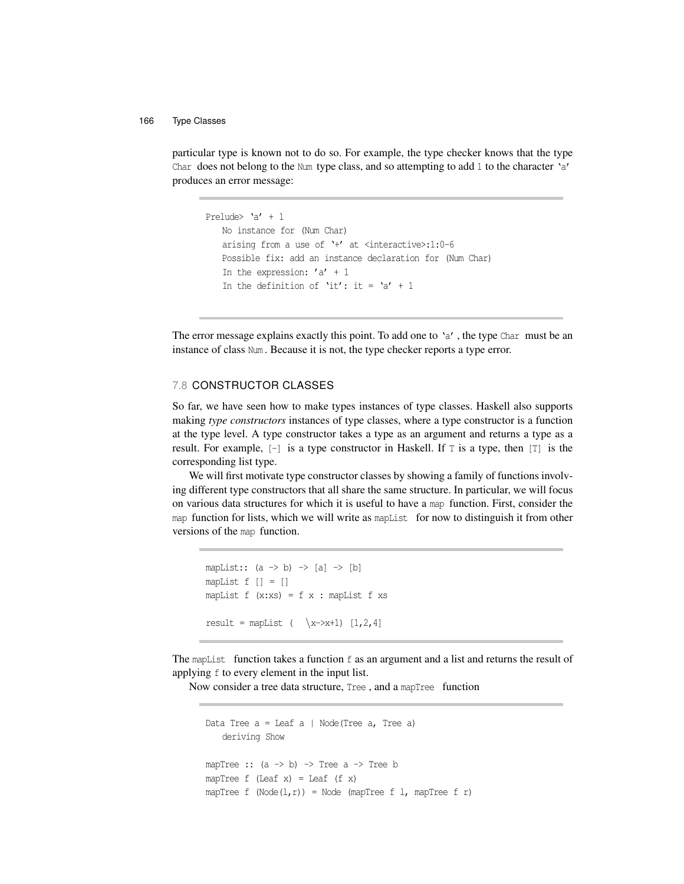particular type is known not to do so. For example, the type checker knows that the type `Char` does not belong to the `Num` type class, and so attempting to add `1` to the character `'a'` produces an error message:

```
Prelude> 'a' + 1
   No instance for (Num Char)
   arising from a use of '+' at <interactive>:1:0-6
   Possible fix: add an instance declaration for (Num Char)
   In the expression: 'a' + 1
   In the definition of 'it': it = 'a' + 1
```

The error message explains exactly this point. To add one to `'a'`, the type `Char` must be an instance of class `Num`. Because it is not, the type checker reports a type error.

## 7.8 CONSTRUCTOR CLASSES

So far, we have seen how to make types instances of type classes. Haskell also supports making *type constructors* instances of type classes, where a type constructor is a function at the type level. A type constructor takes a type as an argument and returns a type as a result. For example, `[-]` is a type constructor in Haskell. If `T` is a type, then `[T]` is the corresponding list type.

We will first motivate type constructor classes by showing a family of functions involving different type constructors that all share the same structure. In particular, we will focus on various data structures for which it is useful to have a `map` function. First, consider the `map` function for lists, which we will write as `mapList` for now to distinguish it from other versions of the `map` function.

```
mapList:: (a -> b) -> [a] -> [b]
mapList f [] = []
mapList f (x:xs) = f x : mapList f xs

result = mapList (  \x->x+1) [1,2,4]
```

The `mapList` function takes a function `f` as an argument and a list and returns the result of applying `f` to every element in the input list.

Now consider a tree data structure, `Tree`, and a `mapTree` function

```
Data Tree a = Leaf a | Node(Tree a, Tree a)
   deriving Show

mapTree :: (a -> b) -> Tree a -> Tree b
mapTree f (Leaf x) = Leaf (f x)
mapTree f (Node(l,r)) = Node (mapTree f l, mapTree f r)
```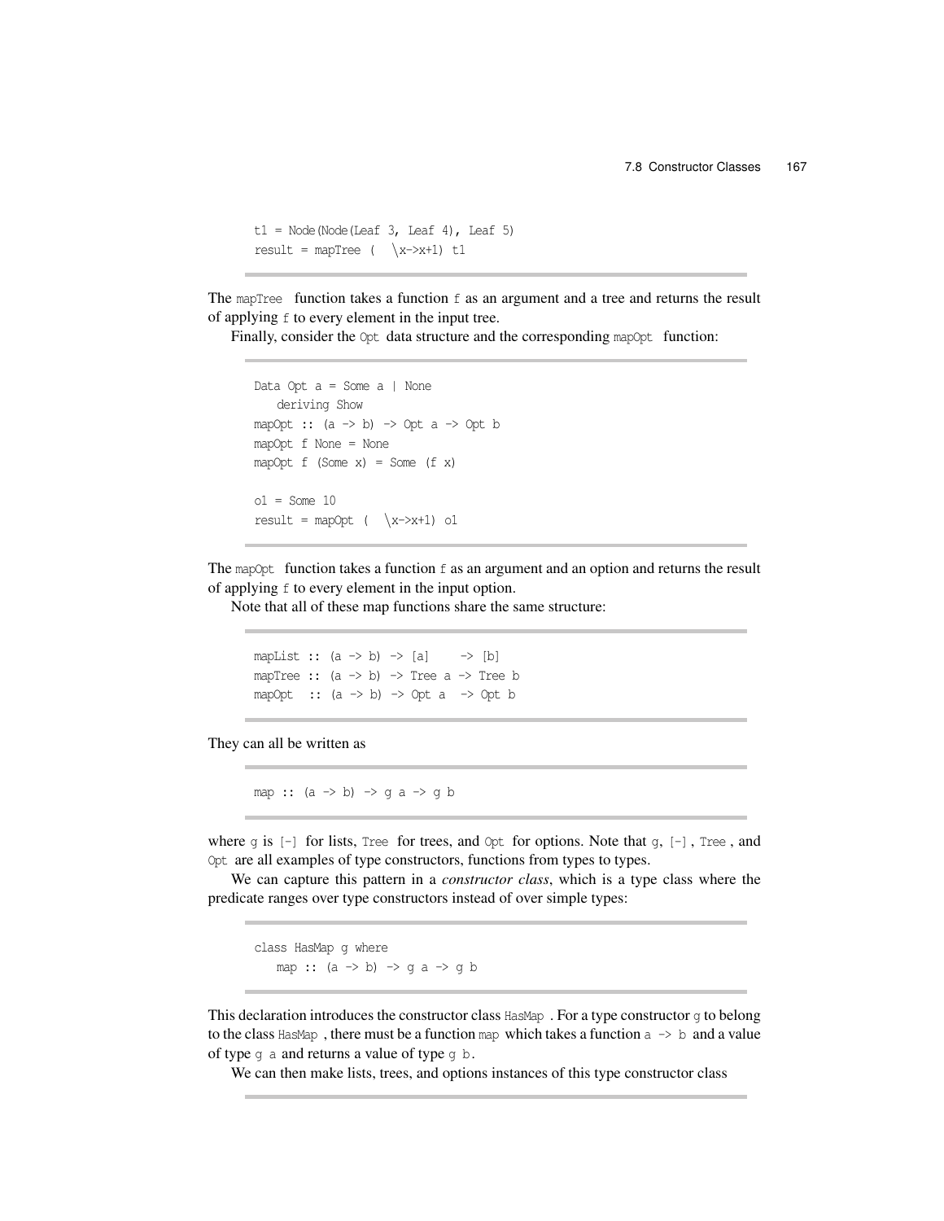```
t1 = Node(Node(Leaf 3, Leaf 4), Leaf 5)
result = mapTree (  \x->x+1) t1
```

The `mapTree` function takes a function `f` as an argument and a tree and returns the result of applying `f` to every element in the input tree.

Finally, consider the `Opt` data structure and the corresponding `mapOpt` function:

```
Data Opt a = Some a | None
   deriving Show
mapOpt :: (a -> b) -> Opt a -> Opt b
mapOpt f None = None
mapOpt f (Some x) = Some (f x)

o1 = Some 10
result = mapOpt (  \x->x+1) o1
```

The `mapOpt` function takes a function `f` as an argument and an option and returns the result of applying `f` to every element in the input option.

Note that all of these map functions share the same structure:

```
mapList :: (a -> b) -> [a]    -> [b]
mapTree :: (a -> b) -> Tree a -> Tree b
mapOpt  :: (a -> b) -> Opt a  -> Opt b
```

They can all be written as

```
map :: (a -> b) -> g a -> g b
```

where `g` is `[-]` for lists, `Tree` for trees, and `Opt` for options. Note that `g`, `[-]`, `Tree`, and `Opt` are all examples of type constructors, functions from types to types.

We can capture this pattern in a *constructor class*, which is a type class where the predicate ranges over type constructors instead of over simple types:

```
class HasMap g where
   map :: (a -> b) -> g a -> g b
```

This declaration introduces the constructor class `HasMap`. For a type constructor `g` to belong to the class `HasMap`, there must be a function `map` which takes a function `a -> b` and a value of type `g a` and returns a value of type `g b`.

We can then make lists, trees, and options instances of this type constructor class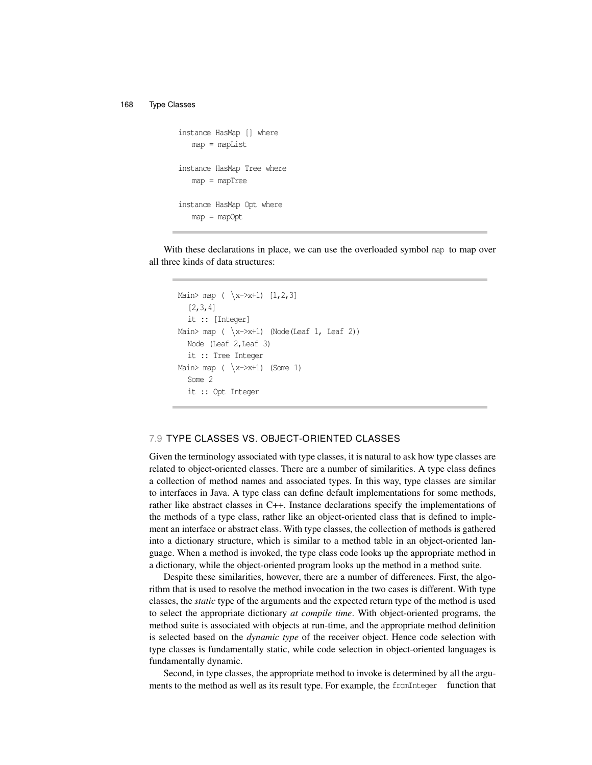```
instance HasMap [] where
   map = mapList

instance HasMap Tree where
   map = mapTree

instance HasMap Opt where
   map = mapOpt
```

With these declarations in place, we can use the overloaded symbol `map` to map over all three kinds of data structures:

```
Main> map ( \x->x+1) [1,2,3]
  [2,3,4]
  it :: [Integer]
Main> map ( \x->x+1) (Node(Leaf 1, Leaf 2))
  Node (Leaf 2,Leaf 3)
  it :: Tree Integer
Main> map ( \x->x+1) (Some 1)
  Some 2
  it :: Opt Integer
```

## 7.9 TYPE CLASSES VS. OBJECT-ORIENTED CLASSES

Given the terminology associated with type classes, it is natural to ask how type classes are related to object-oriented classes. There are a number of similarities. A type class defines a collection of method names and associated types. In this way, type classes are similar to interfaces in Java. A type class can define default implementations for some methods, rather like abstract classes in C++. Instance declarations specify the implementations of the methods of a type class, rather like an object-oriented class that is defined to implement an interface or abstract class. With type classes, the collection of methods is gathered into a dictionary structure, which is similar to a method table in an object-oriented language. When a method is invoked, the type class code looks up the appropriate method in a dictionary, while the object-oriented program looks up the method in a method suite.

Despite these similarities, however, there are a number of differences. First, the algorithm that is used to resolve the method invocation in the two cases is different. With type classes, the *static* type of the arguments and the expected return type of the method is used to select the appropriate dictionary *at compile time*. With object-oriented programs, the method suite is associated with objects at run-time, and the appropriate method definition is selected based on the *dynamic type* of the receiver object. Hence code selection with type classes is fundamentally static, while code selection in object-oriented languages is fundamentally dynamic.

Second, in type classes, the appropriate method to invoke is determined by all the arguments to the method as well as its result type. For example, the `fromInteger` function that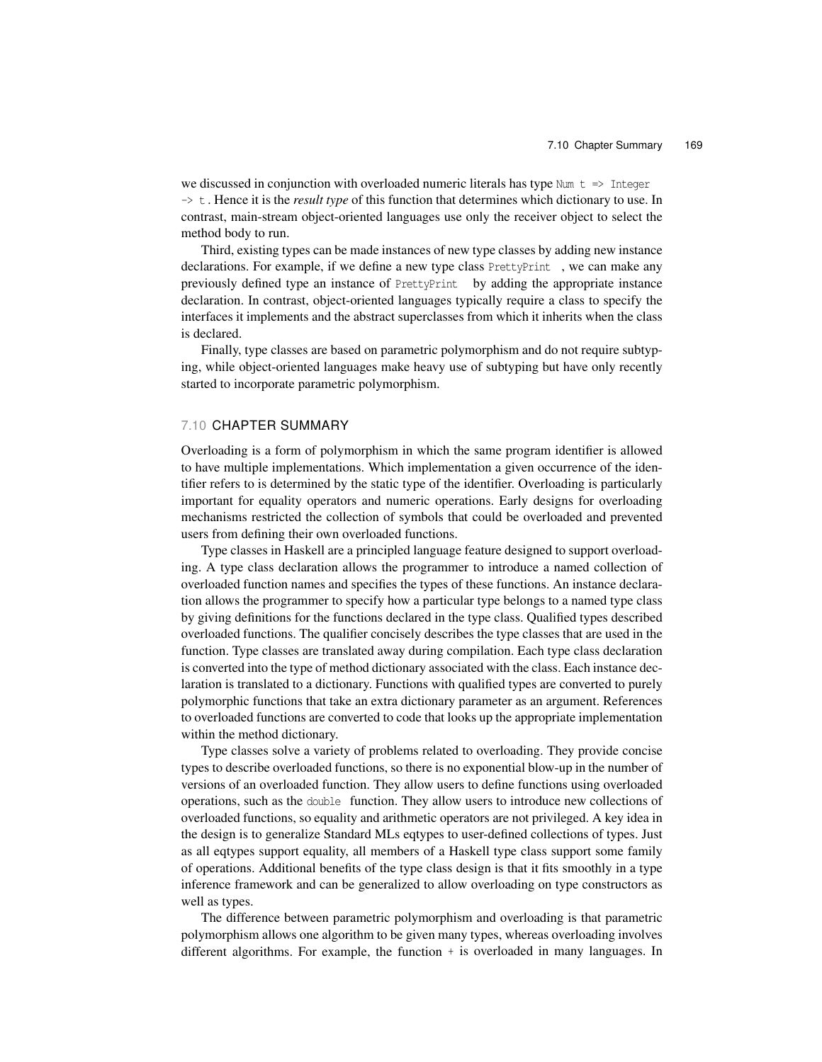we discussed in conjunction with overloaded numeric literals has type `Num t => Integer -> t`. Hence it is the *result type* of this function that determines which dictionary to use. In contrast, main-stream object-oriented languages use only the receiver object to select the method body to run.

Third, existing types can be made instances of new type classes by adding new instance declarations. For example, if we define a new type class `PrettyPrint`, we can make any previously defined type an instance of `PrettyPrint` by adding the appropriate instance declaration. In contrast, object-oriented languages typically require a class to specify the interfaces it implements and the abstract superclasses from which it inherits when the class is declared.

Finally, type classes are based on parametric polymorphism and do not require subtyping, while object-oriented languages make heavy use of subtyping but have only recently started to incorporate parametric polymorphism.

## 7.10 CHAPTER SUMMARY

Overloading is a form of polymorphism in which the same program identifier is allowed to have multiple implementations. Which implementation a given occurrence of the identifier refers to is determined by the static type of the identifier. Overloading is particularly important for equality operators and numeric operations. Early designs for overloading mechanisms restricted the collection of symbols that could be overloaded and prevented users from defining their own overloaded functions.

Type classes in Haskell are a principled language feature designed to support overloading. A type class declaration allows the programmer to introduce a named collection of overloaded function names and specifies the types of these functions. An instance declaration allows the programmer to specify how a particular type belongs to a named type class by giving definitions for the functions declared in the type class. Qualified types described overloaded functions. The qualifier concisely describes the type classes that are used in the function. Type classes are translated away during compilation. Each type class declaration is converted into the type of method dictionary associated with the class. Each instance declaration is translated to a dictionary. Functions with qualified types are converted to purely polymorphic functions that take an extra dictionary parameter as an argument. References to overloaded functions are converted to code that looks up the appropriate implementation within the method dictionary.

Type classes solve a variety of problems related to overloading. They provide concise types to describe overloaded functions, so there is no exponential blow-up in the number of versions of an overloaded function. They allow users to define functions using overloaded operations, such as the `double` function. They allow users to introduce new collections of overloaded functions, so equality and arithmetic operators are not privileged. A key idea in the design is to generalize Standard MLs eqtypes to user-defined collections of types. Just as all eqtypes support equality, all members of a Haskell type class support some family of operations. Additional benefits of the type class design is that it fits smoothly in a type inference framework and can be generalized to allow overloading on type constructors as well as types.

The difference between parametric polymorphism and overloading is that parametric polymorphism allows one algorithm to be given many types, whereas overloading involves different algorithms. For example, the function `+` is overloaded in many languages. In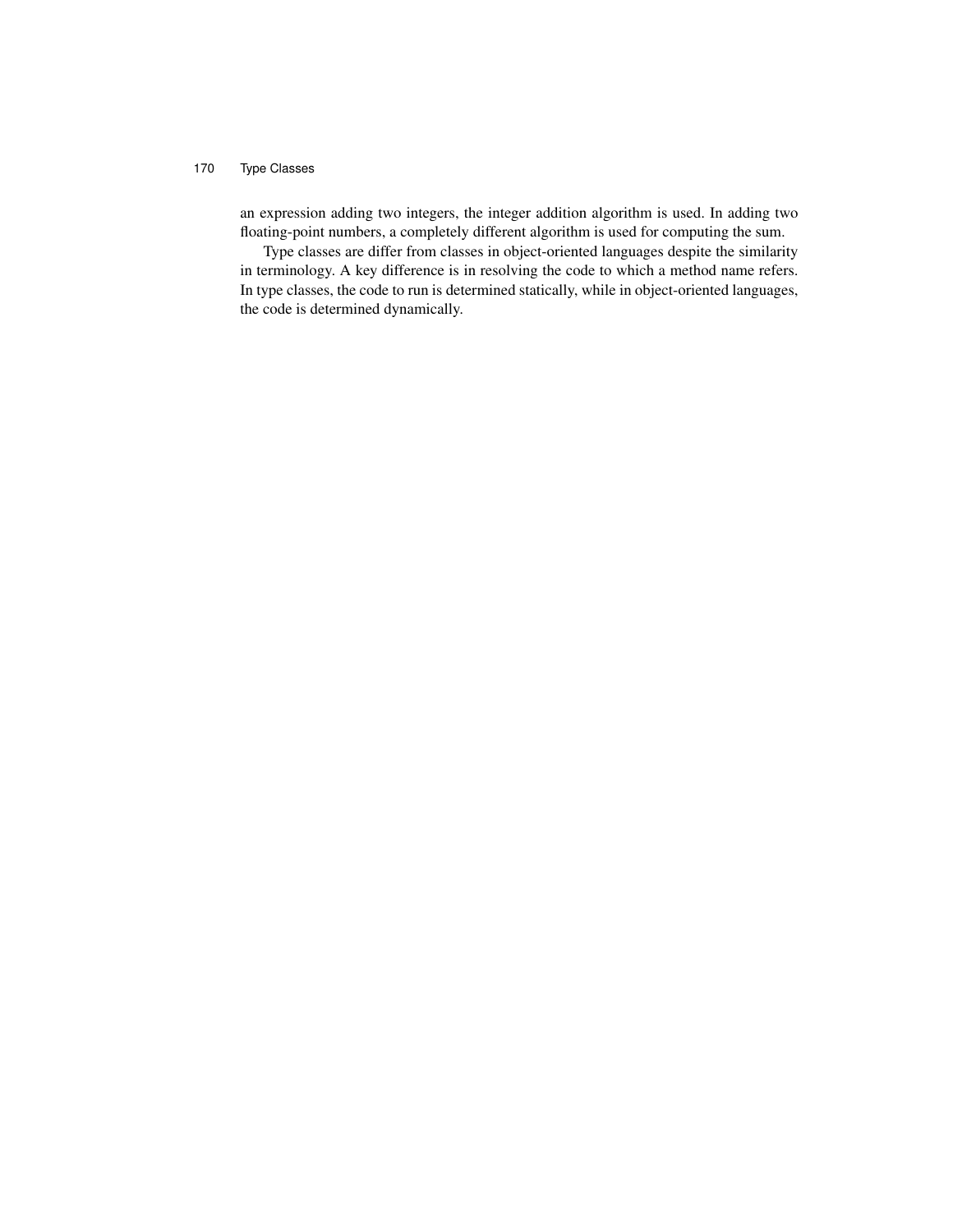an expression adding two integers, the integer addition algorithm is used. In adding two floating-point numbers, a completely different algorithm is used for computing the sum.

Type classes are differ from classes in object-oriented languages despite the similarity in terminology. A key difference is in resolving the code to which a method name refers. In type classes, the code to run is determined statically, while in object-oriented languages, the code is determined dynamically.